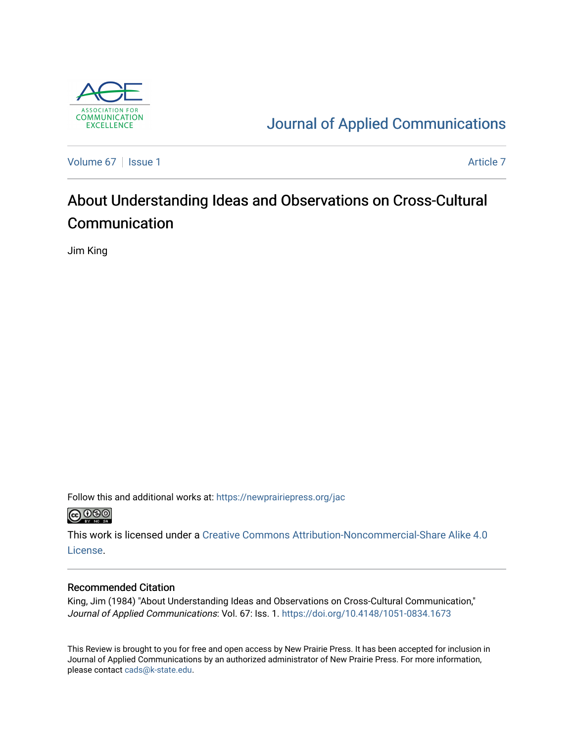Journal of Applied Communications

Volume 67 | Issue 1 — Article 7

# About Understanding Ideas and Observations on Cross-Cultural Communication

Jim King

Follow this and additional works at: https://newprairiepress.org/jac

This work is licensed under a Creative Commons Attribution-Noncommercial-Share Alike 4.0 License.

## Recommended Citation

King, Jim (1984) "About Understanding Ideas and Observations on Cross-Cultural Communication," *Journal of Applied Communications*: Vol. 67: Iss. 1. https://doi.org/10.4148/1051-0834.1673

This Review is brought to you for free and open access by New Prairie Press. It has been accepted for inclusion in Journal of Applied Communications by an authorized administrator of New Prairie Press. For more information, please contact cads@k-state.edu.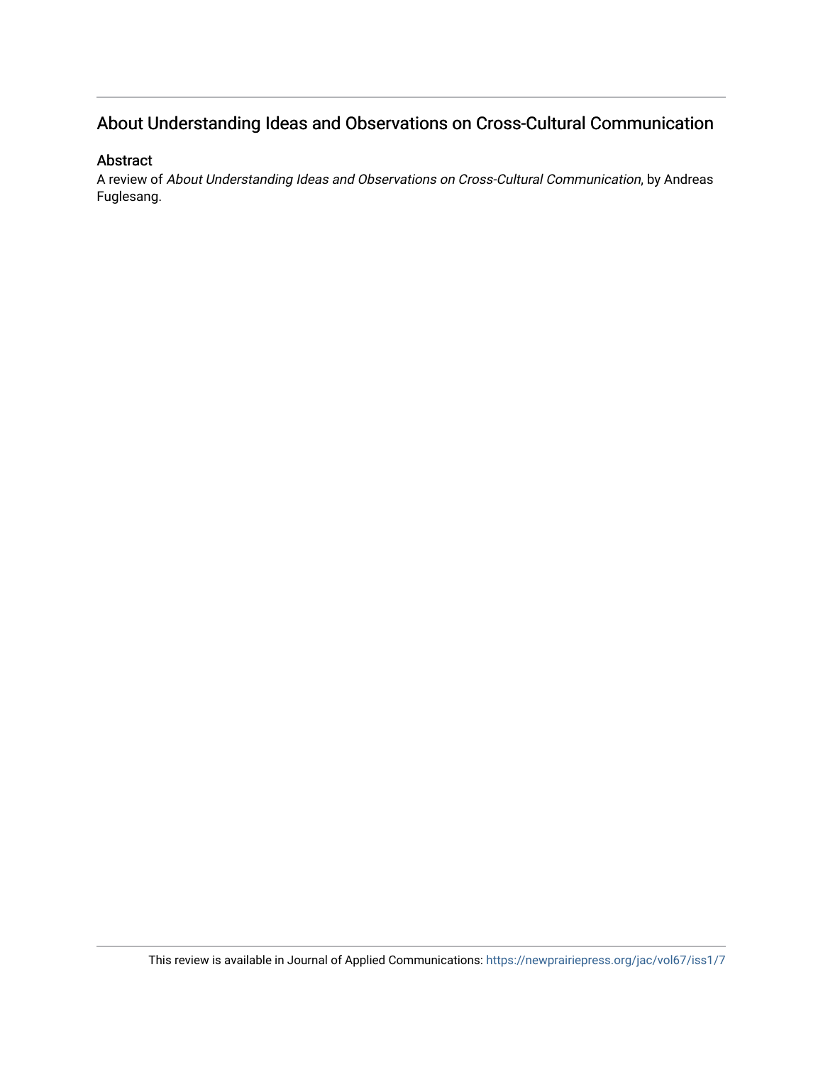## About Understanding Ideas and Observations on Cross-Cultural Communication

### Abstract

A review of *About Understanding Ideas and Observations on Cross-Cultural Communication*, by Andreas Fuglesang.

This review is available in Journal of Applied Communications: https://newprairiepress.org/jac/vol67/iss1/7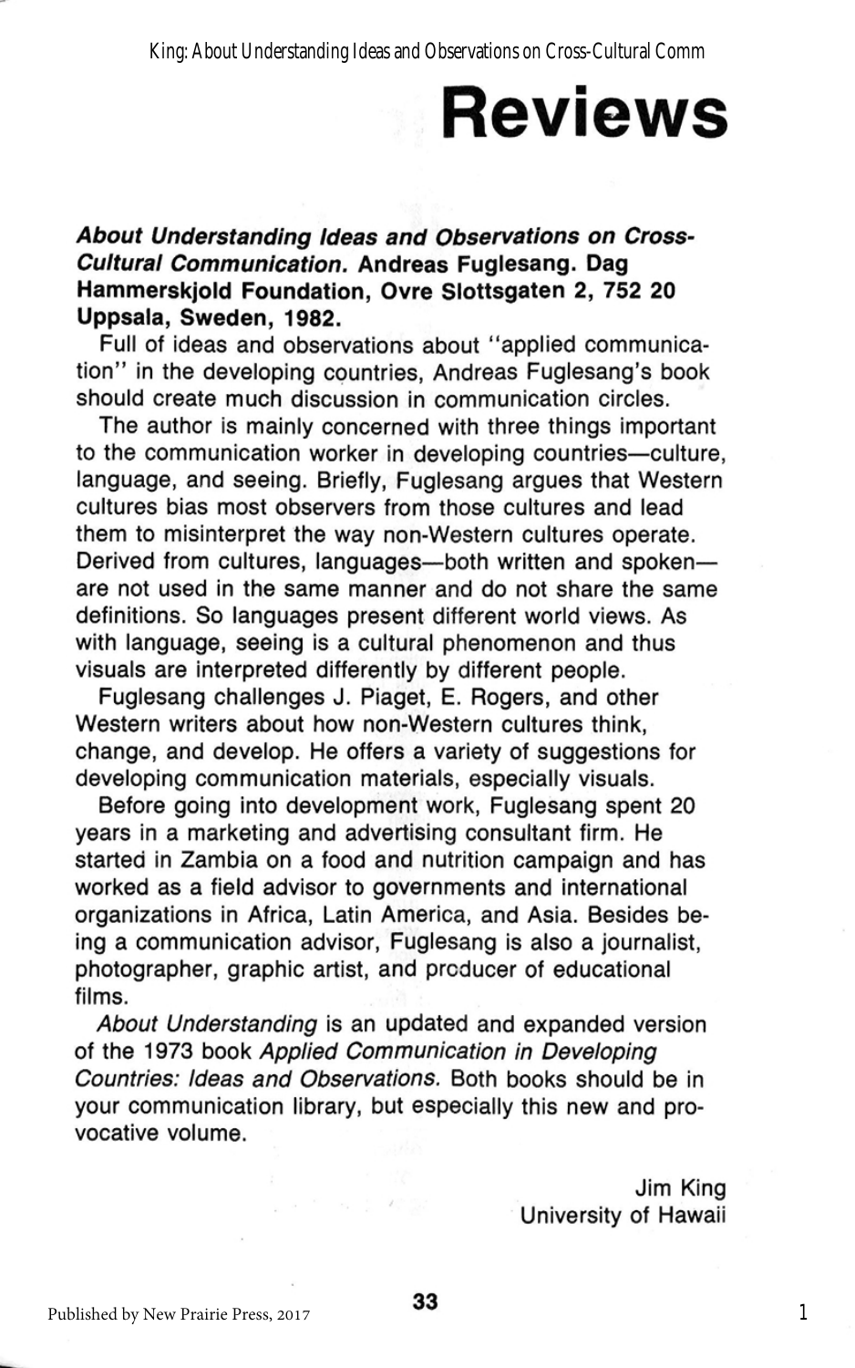# Reviews

***About Understanding Ideas and Observations on Cross-Cultural Communication.*** **Andreas Fuglesang. Dag Hammerskjold Foundation, Ovre Slottsgaten 2, 752 20 Uppsala, Sweden, 1982.**

Full of ideas and observations about "applied communication" in the developing countries, Andreas Fuglesang's book should create much discussion in communication circles.

The author is mainly concerned with three things important to the communication worker in developing countries—culture, language, and seeing. Briefly, Fuglesang argues that Western cultures bias most observers from those cultures and lead them to misinterpret the way non-Western cultures operate. Derived from cultures, languages—both written and spoken—are not used in the same manner and do not share the same definitions. So languages present different world views. As with language, seeing is a cultural phenomenon and thus visuals are interpreted differently by different people.

Fuglesang challenges J. Piaget, E. Rogers, and other Western writers about how non-Western cultures think, change, and develop. He offers a variety of suggestions for developing communication materials, especially visuals.

Before going into development work, Fuglesang spent 20 years in a marketing and advertising consultant firm. He started in Zambia on a food and nutrition campaign and has worked as a field advisor to governments and international organizations in Africa, Latin America, and Asia. Besides being a communication advisor, Fuglesang is also a journalist, photographer, graphic artist, and producer of educational films.

*About Understanding* is an updated and expanded version of the 1973 book *Applied Communication in Developing Countries: Ideas and Observations.* Both books should be in your communication library, but especially this new and provocative volume.

Jim King
University of Hawaii